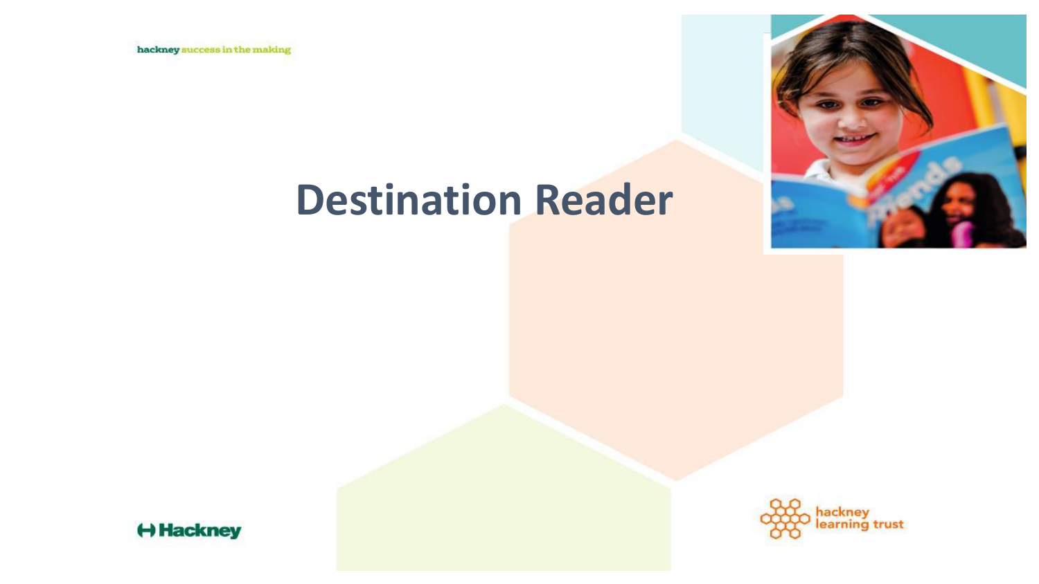hackney success in the making

# Destination Reader

Hackney

hackney learning trust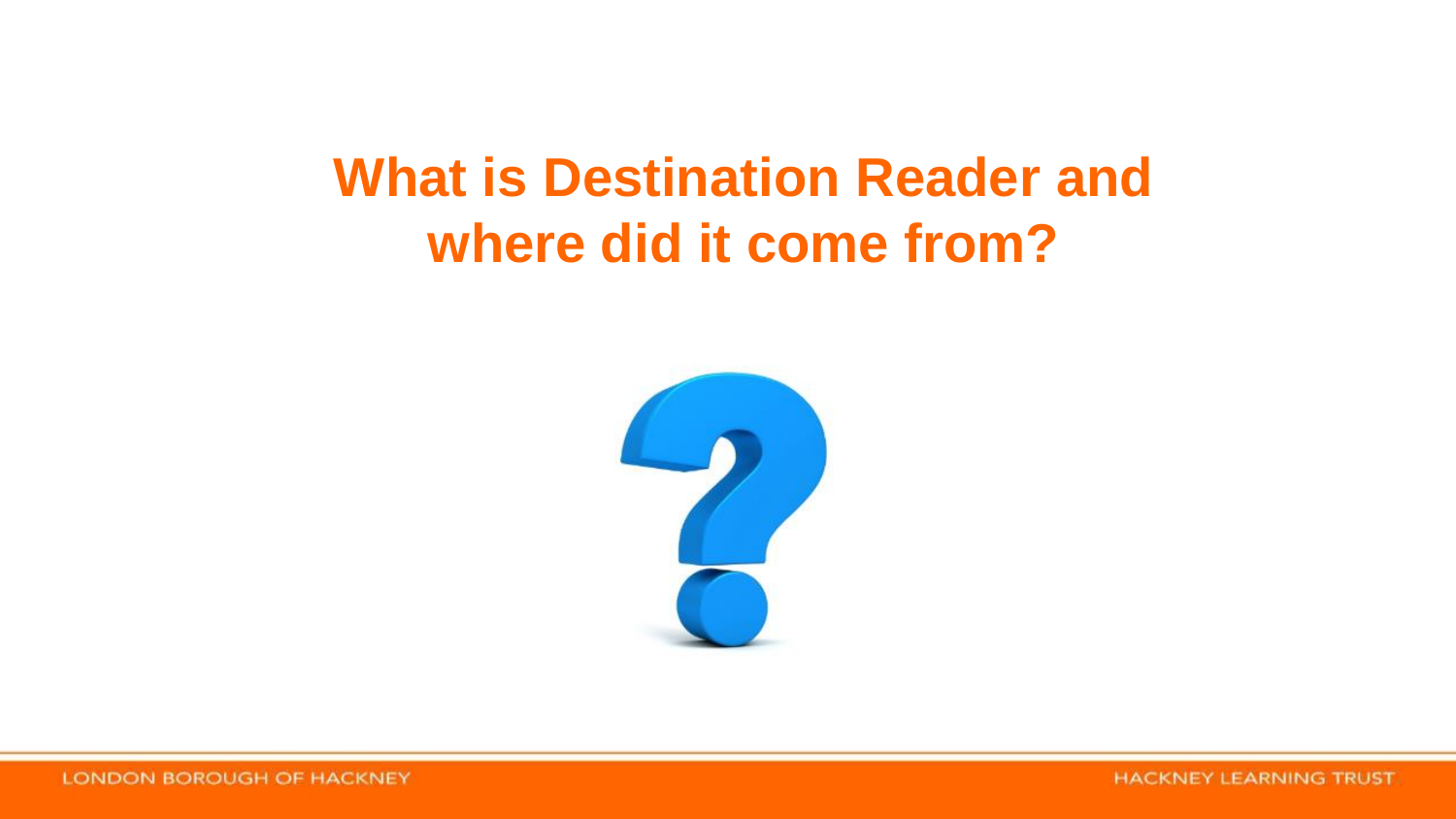# What is Destination Reader and where did it come from?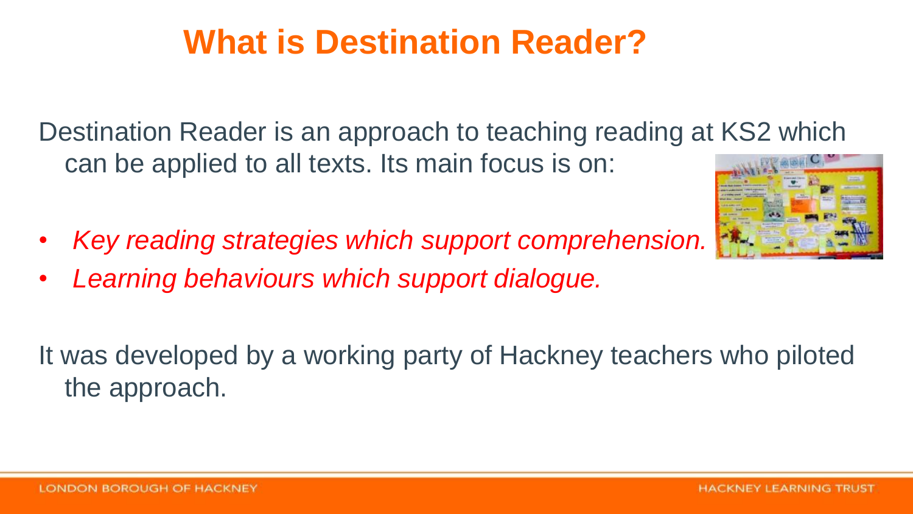# What is Destination Reader?

Destination Reader is an approach to teaching reading at KS2 which can be applied to all texts. Its main focus is on:

- *Key reading strategies which support comprehension.*
- *Learning behaviours which support dialogue.*

It was developed by a working party of Hackney teachers who piloted the approach.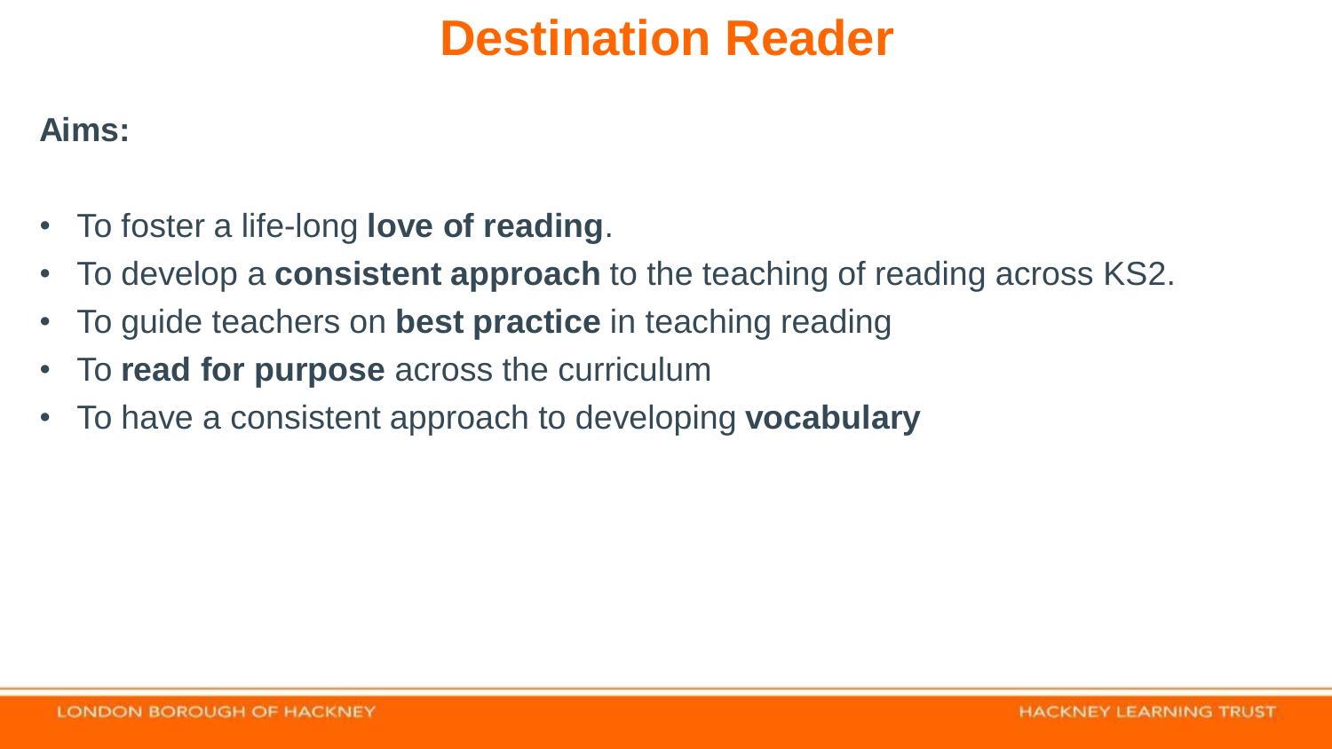# Destination Reader

**Aims:**

- To foster a life-long **love of reading**.
- To develop a **consistent approach** to the teaching of reading across KS2.
- To guide teachers on **best practice** in teaching reading
- To **read for purpose** across the curriculum
- To have a consistent approach to developing **vocabulary**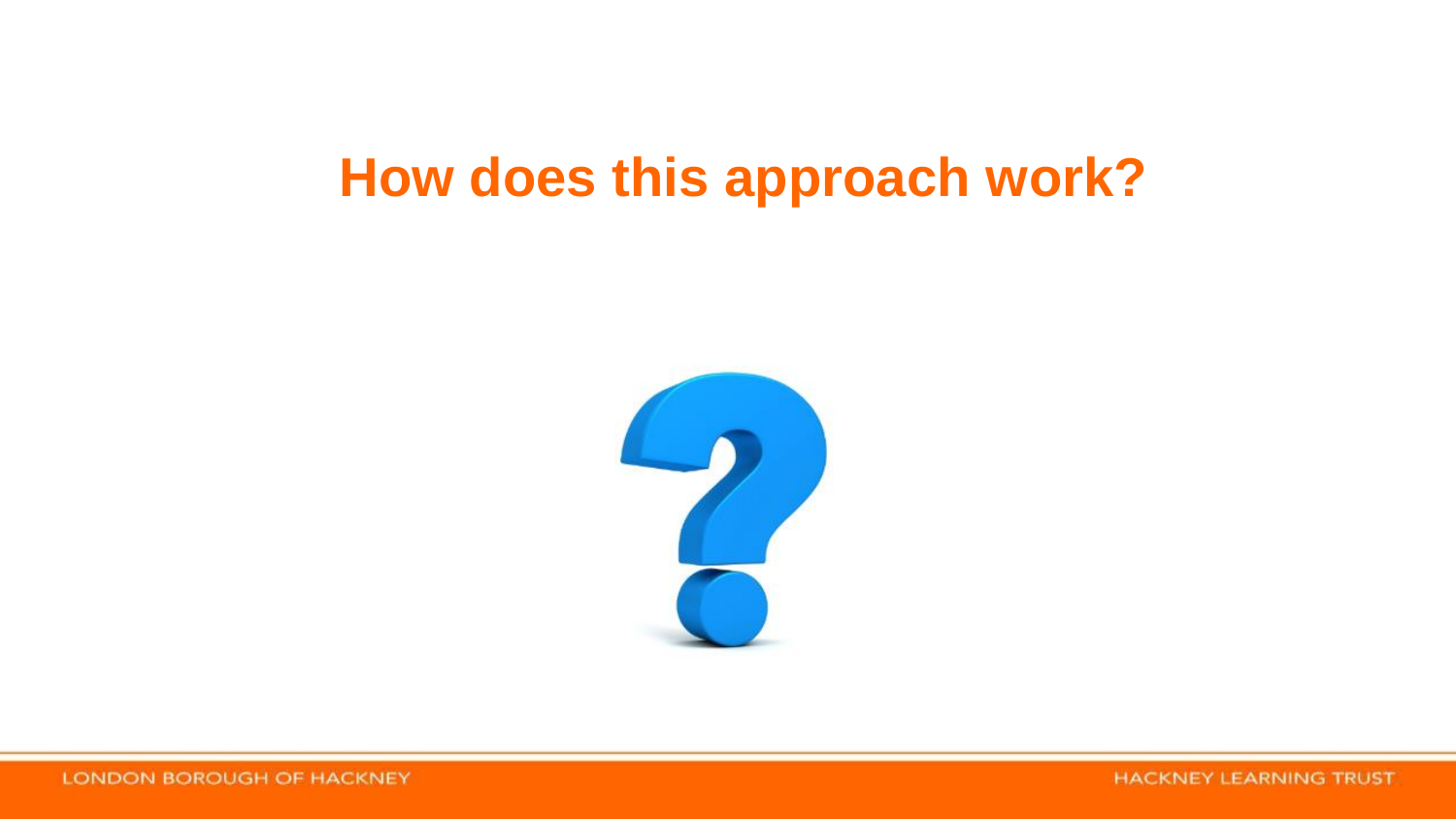# How does this approach work?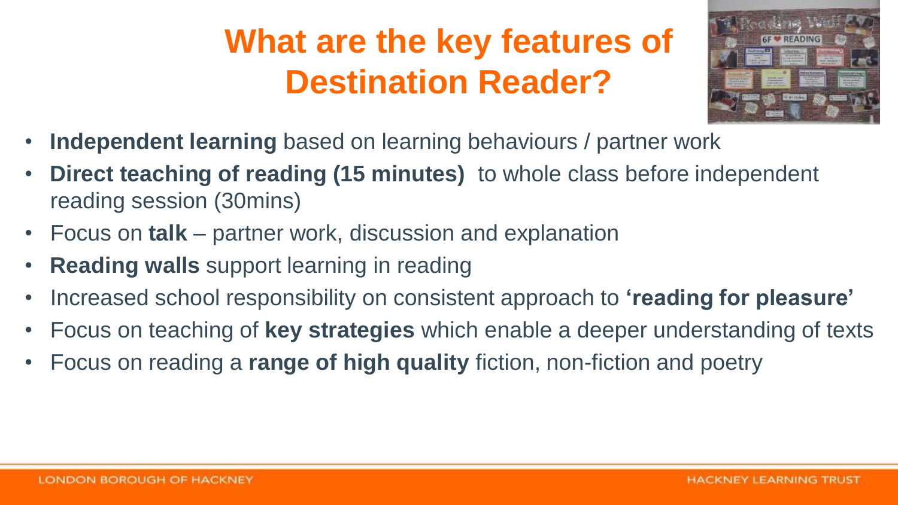# What are the key features of Destination Reader?

- **Independent learning** based on learning behaviours / partner work
- **Direct teaching of reading (15 minutes)** to whole class before independent reading session (30mins)
- Focus on **talk** – partner work, discussion and explanation
- **Reading walls** support learning in reading
- Increased school responsibility on consistent approach to **'reading for pleasure'**
- Focus on teaching of **key strategies** which enable a deeper understanding of texts
- Focus on reading a **range of high quality** fiction, non-fiction and poetry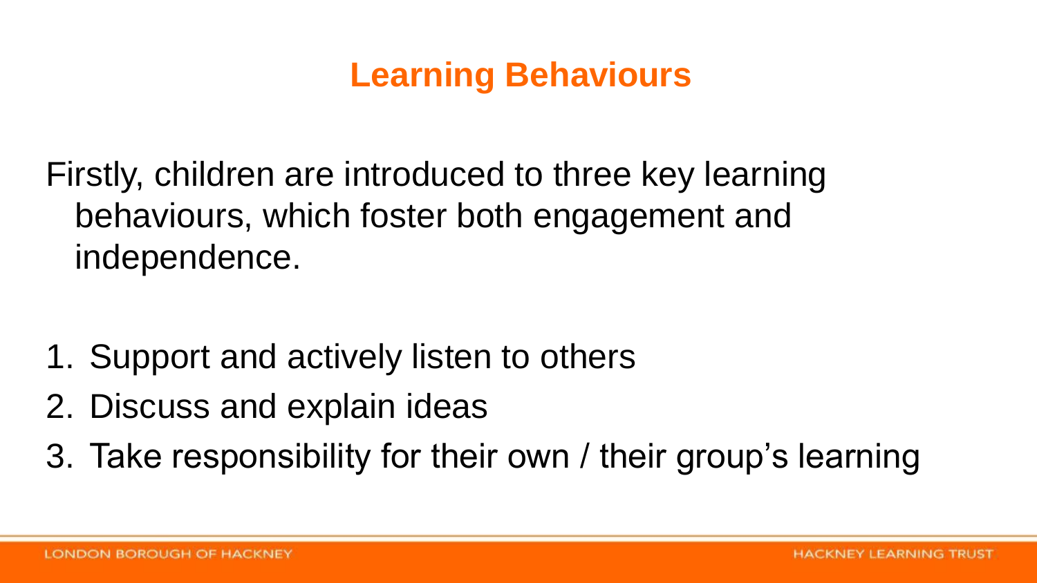# Learning Behaviours

Firstly, children are introduced to three key learning behaviours, which foster both engagement and independence.

1. Support and actively listen to others
2. Discuss and explain ideas
3. Take responsibility for their own / their group's learning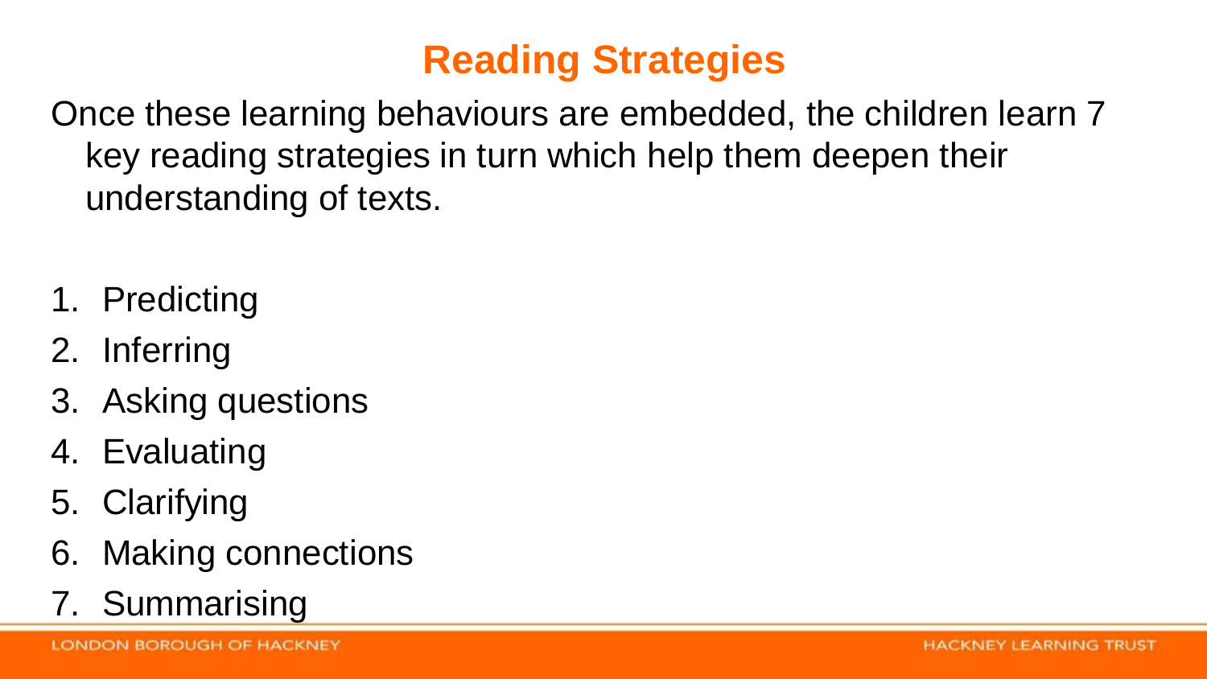# Reading Strategies

Once these learning behaviours are embedded, the children learn 7 key reading strategies in turn which help them deepen their understanding of texts.

1. Predicting
2. Inferring
3. Asking questions
4. Evaluating
5. Clarifying
6. Making connections
7. Summarising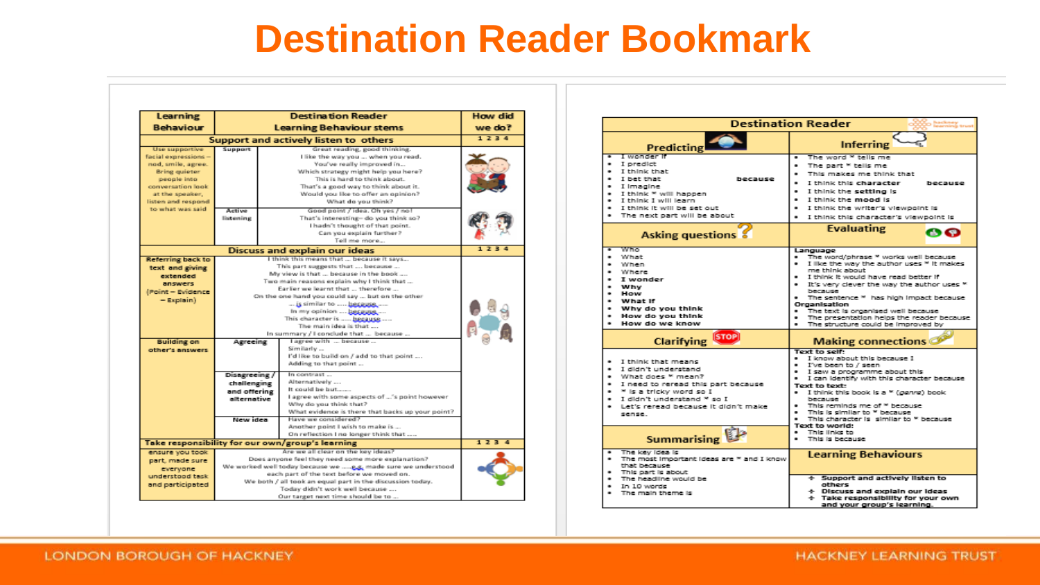# Destination Reader Bookmark

| Learning Behaviour | Destination Reader Learning Behaviour stems | | How did we do? |
|---|---|---|---|
| **Support and actively listen to others** | | | 1 2 3 4 |
| Use supportive facial expressions – nod, smile, agree. Bring quieter people into conversation look at the speaker, listen and respond to what was said | Support | Great reading, good thinking. I like the way you … when you read. You've really improved in… Which strategy might help you here? This is hard to think about. That's a good way to think about it. Would you like to offer an opinion? What do you think? | |
| | Active listening | Good point / idea. Oh yes / no! That's interesting– do you think so? I hadn't thought of that point. Can you explain further? Tell me more… | |
| **Discuss and explain our ideas** | | | 1 2 3 4 |
| Referring back to text and giving extended answers (Point – Evidence – Explain) | | I think this means that … because it says… This part suggests that …. because … My view is that … because in the book …. Two main reasons explain why I think that … Earlier we learnt that … therefore … On the one hand you could say … but on the other … is similar to ….. because….. In my opinion …. because…. This character is …. because….. The main idea is that …. In summary / I conclude that … because … | |
| Building on other's answers | Agreeing | I agree with … because … Similarly … I'd like to build on / add to that point …. Adding to that point … | |
| | Disagreeing / challenging and offering alternative | In contrast … Alternatively …. It could be but…… I agree with some aspects of …'s point however Why do you think that? What evidence is there that backs up your point? | |
| | New idea | Have we considered? Another point I wish to make is … On reflection I no longer think that ….. | |
| **Take responsibility for our own/group's learning** | | | 1 2 3 4 |
| ensure you took part, made sure everyone understood task and participated | | Are we all clear on the key ideas? Does anyone feel they need some more explanation? We worked well today because we ….e.g. made sure we understood each part of the text before we moved on. We both / all took an equal part in the discussion today. Today didn't work well because …. Our target next time should be to … | |

## Destination Reader

| Predicting | Inferring |
|---|---|
| • I wonder if<br>• I predict<br>• I think that<br>• I bet that because<br>• I imagine<br>• I think * will happen<br>• I think I will learn<br>• I think it will be set out<br>• The next part will be about | • The word * tells me<br>• The part * tells me<br>• This makes me think that<br>• I think this **character** because<br>• I think the **setting** is<br>• I think the **mood** is<br>• I think the writer's viewpoint is<br>• I think this character's viewpoint is |
| **Asking questions** | **Evaluating** |
| • Who<br>• What<br>• When<br>• Where<br>• **I wonder**<br>• **Why**<br>• **How**<br>• **What if**<br>• **Why do you think**<br>• **How do you think**<br>• **How do we know** | **Language**<br>• The word/phrase * works well because<br>• I like the way the author uses * it makes me think about<br>• I think it would have read better if<br>• It's very clever the way the author uses * because<br>• The sentence * has high impact because<br>**Organisation**<br>• The text is organised well because<br>• The presentation helps the reader because<br>• The structure could be improved by |
| **Clarifying** | **Making connections** |
| • I think that means<br>• I didn't understand<br>• What does * mean?<br>• I need to reread this part because<br>• * is a tricky word so I<br>• I didn't understand * so I<br>• Let's reread because it didn't make sense. | **Text to self:**<br>• I know about this because I<br>• I've been to / seen<br>• I saw a programme about this<br>• I can identify with this character because<br>**Text to text:**<br>• I think this book is a * (genre) book because<br>• This reminds me of * because<br>• This is similar to * because<br>• This character is similar to * because<br>**Text to world:**<br>• This links to<br>• This is because |
| **Summarising** | **Learning Behaviours** |
| • The key idea is<br>• The most important ideas are * and I know that because<br>• This part is about<br>• The headline would be<br>• In 10 words<br>• The main theme is | ✣ Support and actively listen to others<br>✣ Discuss and explain our ideas<br>✣ Take responsibility for your own and your group's learning. |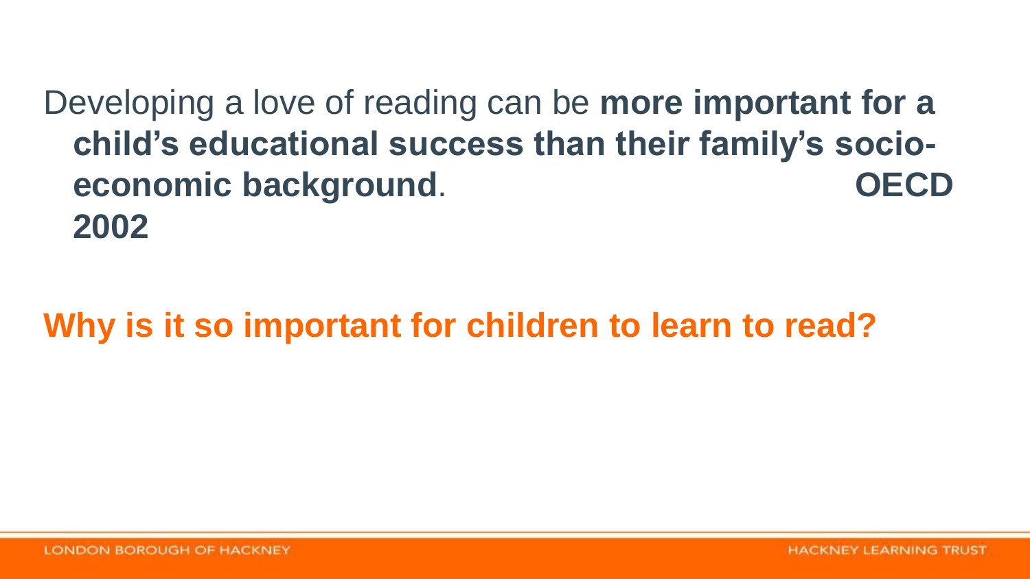Developing a love of reading can be **more important for a child's educational success than their family's socio-economic background**. **OECD 2002**

**Why is it so important for children to learn to read?**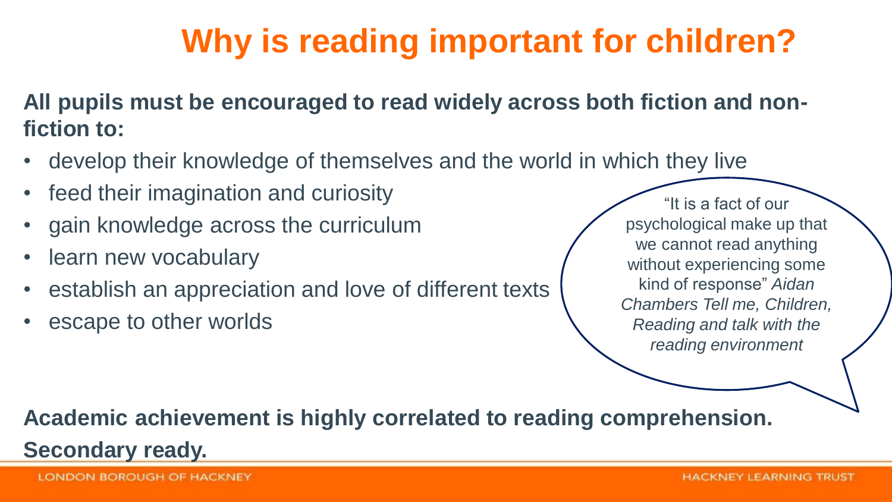# Why is reading important for children?

**All pupils must be encouraged to read widely across both fiction and non-fiction to:**

- develop their knowledge of themselves and the world in which they live
- feed their imagination and curiosity
- gain knowledge across the curriculum
- learn new vocabulary
- establish an appreciation and love of different texts
- escape to other worlds

"It is a fact of our psychological make up that we cannot read anything without experiencing some kind of response" *Aidan Chambers Tell me, Children, Reading and talk with the reading environment*

**Academic achievement is highly correlated to reading comprehension.**

**Secondary ready.**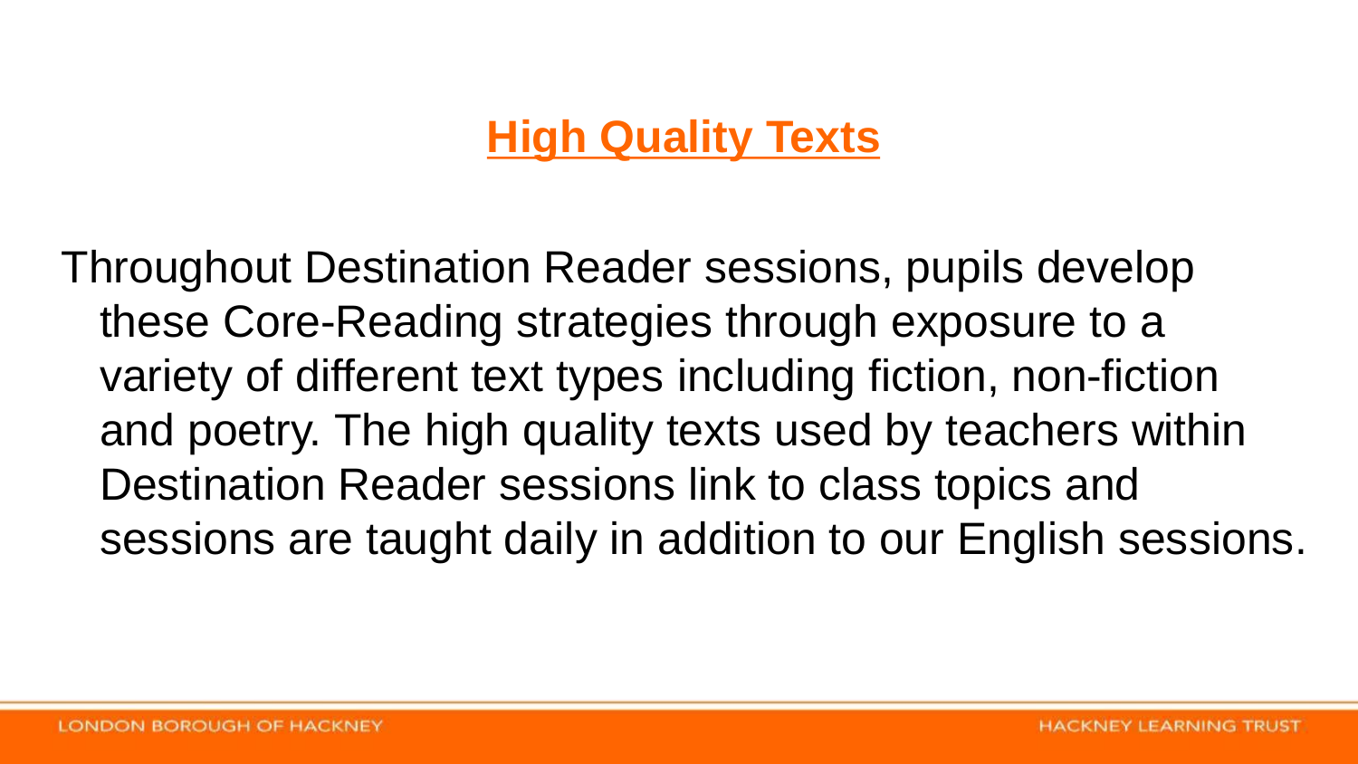## High Quality Texts

Throughout Destination Reader sessions, pupils develop these Core-Reading strategies through exposure to a variety of different text types including fiction, non-fiction and poetry. The high quality texts used by teachers within Destination Reader sessions link to class topics and sessions are taught daily in addition to our English sessions.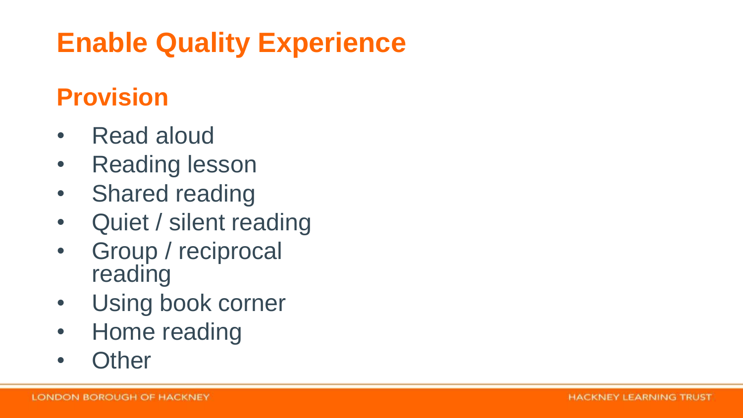# Enable Quality Experience

## Provision

- Read aloud
- Reading lesson
- Shared reading
- Quiet / silent reading
- Group / reciprocal reading
- Using book corner
- Home reading
- Other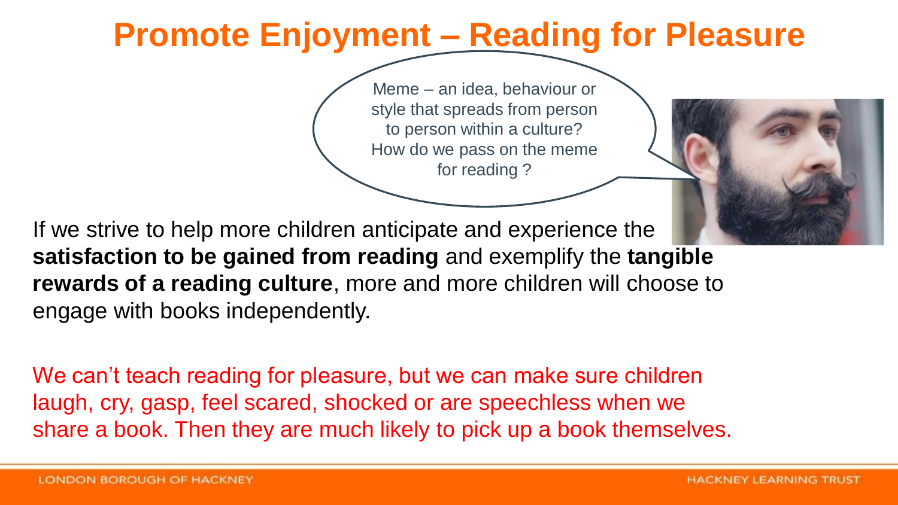# Promote Enjoyment – Reading for Pleasure

Meme – an idea, behaviour or style that spreads from person to person within a culture? How do we pass on the meme for reading ?

If we strive to help more children anticipate and experience the **satisfaction to be gained from reading** and exemplify the **tangible rewards of a reading culture**, more and more children will choose to engage with books independently.

We can't teach reading for pleasure, but we can make sure children laugh, cry, gasp, feel scared, shocked or are speechless when we share a book. Then they are much likely to pick up a book themselves.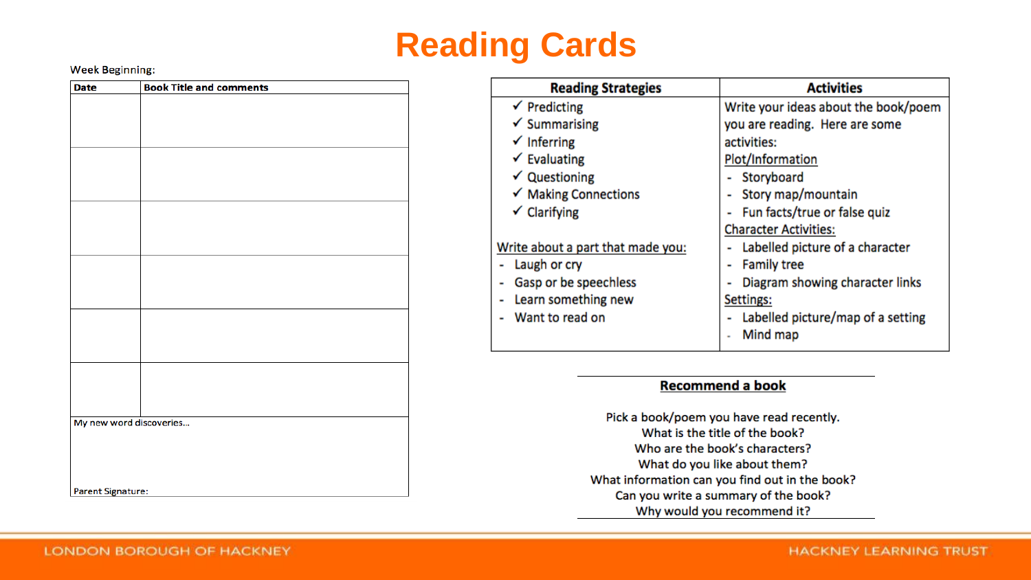# Reading Cards

Week Beginning:

| Date | Book Title and comments |
| --- | --- |
| | |
| | |
| | |
| | |
| | |
| | |

My new word discoveries...

Parent Signature:

| Reading Strategies | Activities |
| --- | --- |
| ✓ Predicting<br>✓ Summarising<br>✓ Inferring<br>✓ Evaluating<br>✓ Questioning<br>✓ Making Connections<br>✓ Clarifying<br><br><u>Write about a part that made you:</u><br>- Laugh or cry<br>- Gasp or be speechless<br>- Learn something new<br>- Want to read on | Write your ideas about the book/poem you are reading. Here are some activities:<br><u>Plot/Information</u><br>- Storyboard<br>- Story map/mountain<br>- Fun facts/true or false quiz<br><u>Character Activities:</u><br>- Labelled picture of a character<br>- Family tree<br>- Diagram showing character links<br><u>Settings:</u><br>- Labelled picture/map of a setting<br>- Mind map |

**Recommend a book**

Pick a book/poem you have read recently.
What is the title of the book?
Who are the book's characters?
What do you like about them?
What information can you find out in the book?
Can you write a summary of the book?
Why would you recommend it?